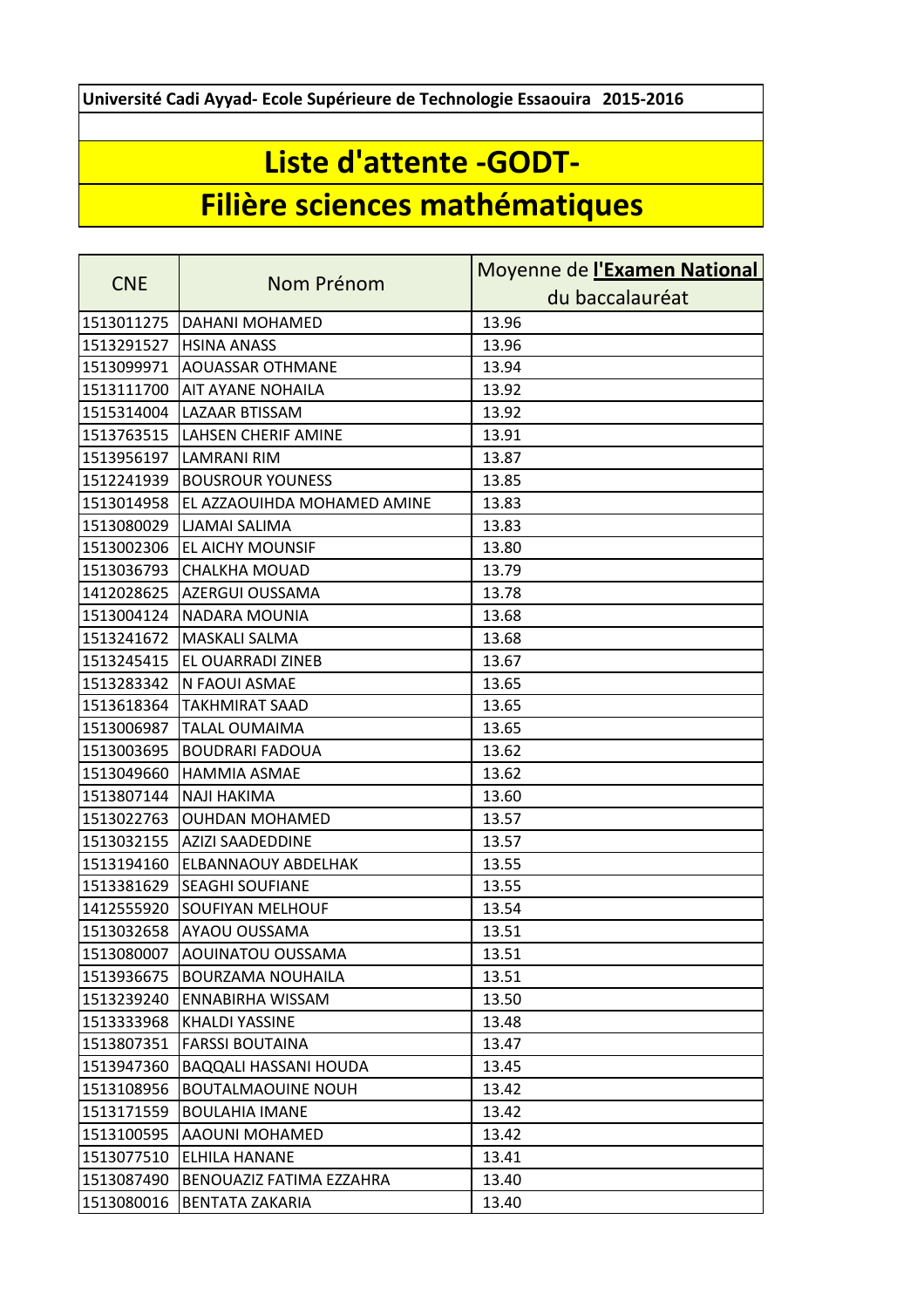**Université Cadi Ayyad- Ecole Supérieure de Technologie Essaouira 2015-2016**

# Liste d'attente -GODT-

# Filière sciences mathématiques

| CNE | Nom Prénom | Moyenne de **l'Examen National** du baccalauréat |
|---|---|---|
| 1513011275 | DAHANI MOHAMED | 13.96 |
| 1513291527 | HSINA ANASS | 13.96 |
| 1513099971 | AOUASSAR OTHMANE | 13.94 |
| 1513111700 | AIT AYANE NOHAILA | 13.92 |
| 1515314004 | LAZAAR BTISSAM | 13.92 |
| 1513763515 | LAHSEN CHERIF AMINE | 13.91 |
| 1513956197 | LAMRANI RIM | 13.87 |
| 1512241939 | BOUSROUR YOUNESS | 13.85 |
| 1513014958 | EL AZZAOUIHDA MOHAMED AMINE | 13.83 |
| 1513080029 | LJAMAI SALIMA | 13.83 |
| 1513002306 | EL AICHY MOUNSIF | 13.80 |
| 1513036793 | CHALKHA MOUAD | 13.79 |
| 1412028625 | AZERGUI OUSSAMA | 13.78 |
| 1513004124 | NADARA MOUNIA | 13.68 |
| 1513241672 | MASKALI SALMA | 13.68 |
| 1513245415 | EL OUARRADI ZINEB | 13.67 |
| 1513283342 | N FAOUI ASMAE | 13.65 |
| 1513618364 | TAKHMIRAT SAAD | 13.65 |
| 1513006987 | TALAL OUMAIMA | 13.65 |
| 1513003695 | BOUDRARI FADOUA | 13.62 |
| 1513049660 | HAMMIA ASMAE | 13.62 |
| 1513807144 | NAJI HAKIMA | 13.60 |
| 1513022763 | OUHDAN MOHAMED | 13.57 |
| 1513032155 | AZIZI SAADEDDINE | 13.57 |
| 1513194160 | ELBANNAOUY ABDELHAK | 13.55 |
| 1513381629 | SEAGHI SOUFIANE | 13.55 |
| 1412555920 | SOUFIYAN MELHOUF | 13.54 |
| 1513032658 | AYAOU OUSSAMA | 13.51 |
| 1513080007 | AOUINATOU OUSSAMA | 13.51 |
| 1513936675 | BOURZAMA NOUHAILA | 13.51 |
| 1513239240 | ENNABIRHA WISSAM | 13.50 |
| 1513333968 | KHALDI YASSINE | 13.48 |
| 1513807351 | FARSSI BOUTAINA | 13.47 |
| 1513947360 | BAQQALI HASSANI HOUDA | 13.45 |
| 1513108956 | BOUTALMAOUINE NOUH | 13.42 |
| 1513171559 | BOULAHIA IMANE | 13.42 |
| 1513100595 | AAOUNI MOHAMED | 13.42 |
| 1513077510 | ELHILA HANANE | 13.41 |
| 1513087490 | BENOUAZIZ FATIMA EZZAHRA | 13.40 |
| 1513080016 | BENTATA ZAKARIA | 13.40 |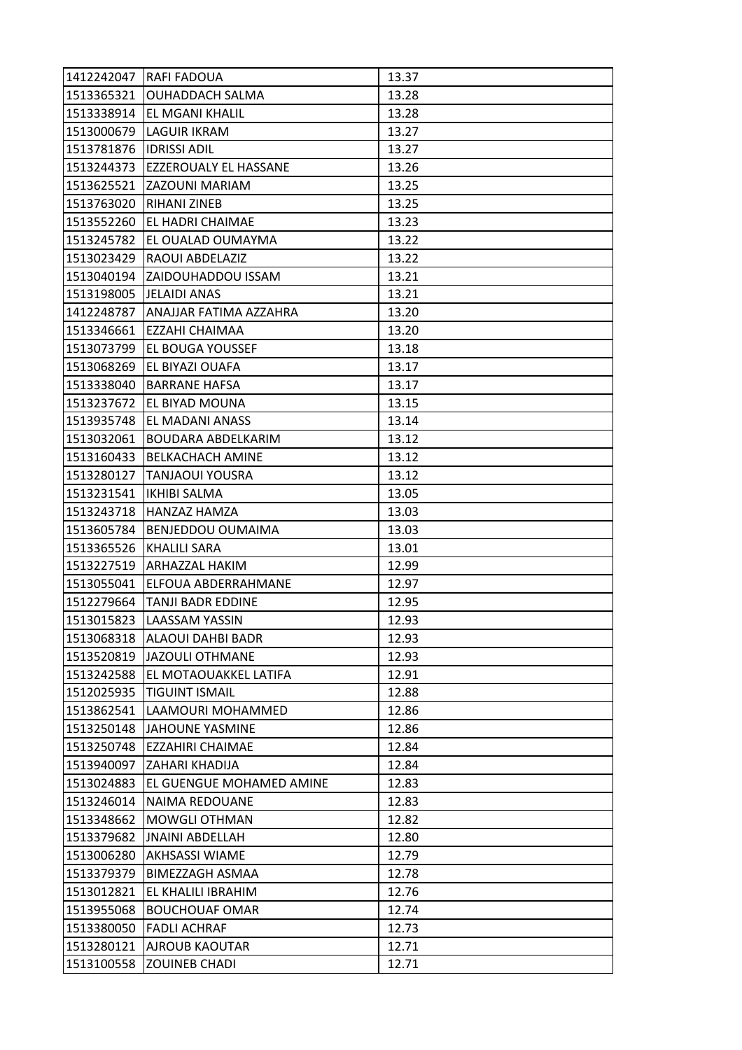| 1412242047 | RAFI FADOUA | 13.37 |
|---|---|---|
| 1513365321 | OUHADDACH SALMA | 13.28 |
| 1513338914 | EL MGANI KHALIL | 13.28 |
| 1513000679 | LAGUIR IKRAM | 13.27 |
| 1513781876 | IDRISSI ADIL | 13.27 |
| 1513244373 | EZZEROUALY EL HASSANE | 13.26 |
| 1513625521 | ZAZOUNI MARIAM | 13.25 |
| 1513763020 | RIHANI ZINEB | 13.25 |
| 1513552260 | EL HADRI CHAIMAE | 13.23 |
| 1513245782 | EL OUALAD OUMAYMA | 13.22 |
| 1513023429 | RAOUI ABDELAZIZ | 13.22 |
| 1513040194 | ZAIDOUHADDOU ISSAM | 13.21 |
| 1513198005 | JELAIDI ANAS | 13.21 |
| 1412248787 | ANAJJAR FATIMA AZZAHRA | 13.20 |
| 1513346661 | EZZAHI CHAIMAA | 13.20 |
| 1513073799 | EL BOUGA YOUSSEF | 13.18 |
| 1513068269 | EL BIYAZI OUAFA | 13.17 |
| 1513338040 | BARRANE HAFSA | 13.17 |
| 1513237672 | EL BIYAD MOUNA | 13.15 |
| 1513935748 | EL MADANI ANASS | 13.14 |
| 1513032061 | BOUDARA ABDELKARIM | 13.12 |
| 1513160433 | BELKACHACH AMINE | 13.12 |
| 1513280127 | TANJAOUI YOUSRA | 13.12 |
| 1513231541 | IKHIBI SALMA | 13.05 |
| 1513243718 | HANZAZ HAMZA | 13.03 |
| 1513605784 | BENJEDDOU OUMAIMA | 13.03 |
| 1513365526 | KHALILI SARA | 13.01 |
| 1513227519 | ARHAZZAL HAKIM | 12.99 |
| 1513055041 | ELFOUA ABDERRAHMANE | 12.97 |
| 1512279664 | TANJI BADR EDDINE | 12.95 |
| 1513015823 | LAASSAM YASSIN | 12.93 |
| 1513068318 | ALAOUI DAHBI BADR | 12.93 |
| 1513520819 | JAZOULI OTHMANE | 12.93 |
| 1513242588 | EL MOTAOUAKKEL LATIFA | 12.91 |
| 1512025935 | TIGUINT ISMAIL | 12.88 |
| 1513862541 | LAAMOURI MOHAMMED | 12.86 |
| 1513250148 | JAHOUNE YASMINE | 12.86 |
| 1513250748 | EZZAHIRI CHAIMAE | 12.84 |
| 1513940097 | ZAHARI KHADIJA | 12.84 |
| 1513024883 | EL GUENGUE MOHAMED AMINE | 12.83 |
| 1513246014 | NAIMA REDOUANE | 12.83 |
| 1513348662 | MOWGLI OTHMAN | 12.82 |
| 1513379682 | JNAINI ABDELLAH | 12.80 |
| 1513006280 | AKHSASSI WIAME | 12.79 |
| 1513379379 | BIMEZZAGH ASMAA | 12.78 |
| 1513012821 | EL KHALILI IBRAHIM | 12.76 |
| 1513955068 | BOUCHOUAF OMAR | 12.74 |
| 1513380050 | FADLI ACHRAF | 12.73 |
| 1513280121 | AJROUB KAOUTAR | 12.71 |
| 1513100558 | ZOUINEB CHADI | 12.71 |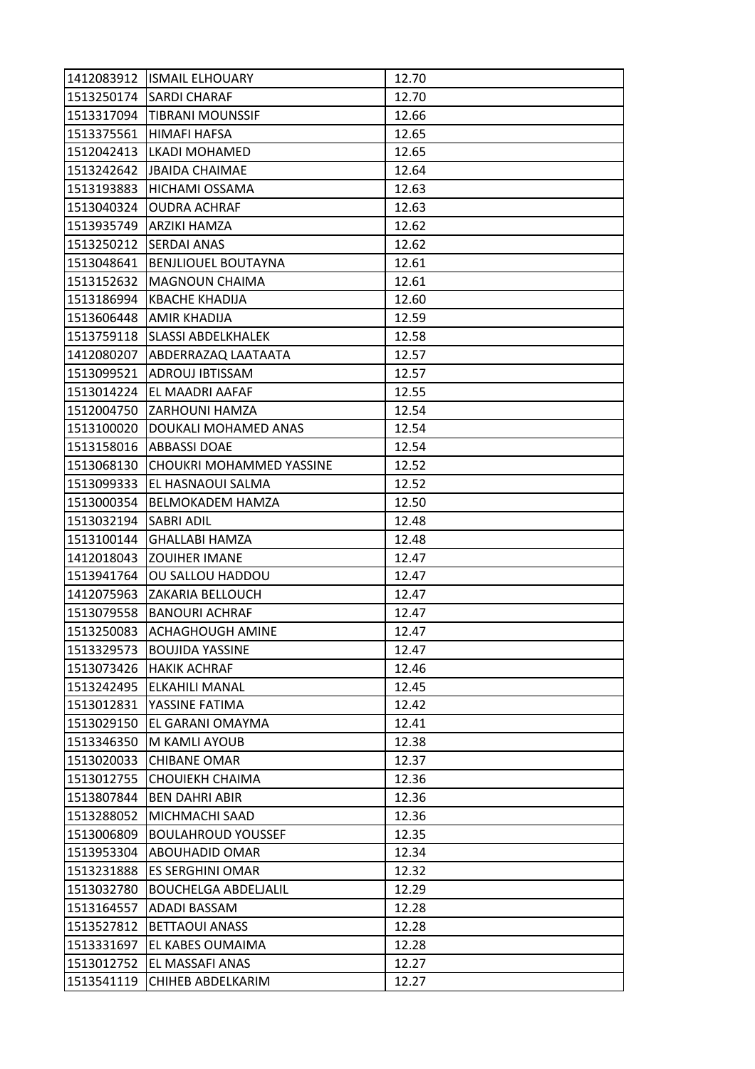| 1412083912 | ISMAIL ELHOUARY | 12.70 |
|---|---|---|
| 1513250174 | SARDI CHARAF | 12.70 |
| 1513317094 | TIBRANI MOUNSSIF | 12.66 |
| 1513375561 | HIMAFI HAFSA | 12.65 |
| 1512042413 | LKADI MOHAMED | 12.65 |
| 1513242642 | JBAIDA CHAIMAE | 12.64 |
| 1513193883 | HICHAMI OSSAMA | 12.63 |
| 1513040324 | OUDRA ACHRAF | 12.63 |
| 1513935749 | ARZIKI HAMZA | 12.62 |
| 1513250212 | SERDAI ANAS | 12.62 |
| 1513048641 | BENJLIOUEL BOUTAYNA | 12.61 |
| 1513152632 | MAGNOUN CHAIMA | 12.61 |
| 1513186994 | KBACHE KHADIJA | 12.60 |
| 1513606448 | AMIR KHADIJA | 12.59 |
| 1513759118 | SLASSI ABDELKHALEK | 12.58 |
| 1412080207 | ABDERRAZAQ LAATAATA | 12.57 |
| 1513099521 | ADROUJ IBTISSAM | 12.57 |
| 1513014224 | EL MAADRI AAFAF | 12.55 |
| 1512004750 | ZARHOUNI HAMZA | 12.54 |
| 1513100020 | DOUKALI MOHAMED ANAS | 12.54 |
| 1513158016 | ABBASSI DOAE | 12.54 |
| 1513068130 | CHOUKRI MOHAMMED YASSINE | 12.52 |
| 1513099333 | EL HASNAOUI SALMA | 12.52 |
| 1513000354 | BELMOKADEM HAMZA | 12.50 |
| 1513032194 | SABRI ADIL | 12.48 |
| 1513100144 | GHALLABI HAMZA | 12.48 |
| 1412018043 | ZOUIHER IMANE | 12.47 |
| 1513941764 | OU SALLOU HADDOU | 12.47 |
| 1412075963 | ZAKARIA BELLOUCH | 12.47 |
| 1513079558 | BANOURI ACHRAF | 12.47 |
| 1513250083 | ACHAGHOUGH AMINE | 12.47 |
| 1513329573 | BOUJIDA YASSINE | 12.47 |
| 1513073426 | HAKIK ACHRAF | 12.46 |
| 1513242495 | ELKAHILI MANAL | 12.45 |
| 1513012831 | YASSINE FATIMA | 12.42 |
| 1513029150 | EL GARANI OMAYMA | 12.41 |
| 1513346350 | M KAMLI AYOUB | 12.38 |
| 1513020033 | CHIBANE OMAR | 12.37 |
| 1513012755 | CHOUIEKH CHAIMA | 12.36 |
| 1513807844 | BEN DAHRI ABIR | 12.36 |
| 1513288052 | MICHMACHI SAAD | 12.36 |
| 1513006809 | BOULAHROUD YOUSSEF | 12.35 |
| 1513953304 | ABOUHADID OMAR | 12.34 |
| 1513231888 | ES SERGHINI OMAR | 12.32 |
| 1513032780 | BOUCHELGA ABDELJALIL | 12.29 |
| 1513164557 | ADADI BASSAM | 12.28 |
| 1513527812 | BETTAOUI ANASS | 12.28 |
| 1513331697 | EL KABES OUMAIMA | 12.28 |
| 1513012752 | EL MASSAFI ANAS | 12.27 |
| 1513541119 | CHIHEB ABDELKARIM | 12.27 |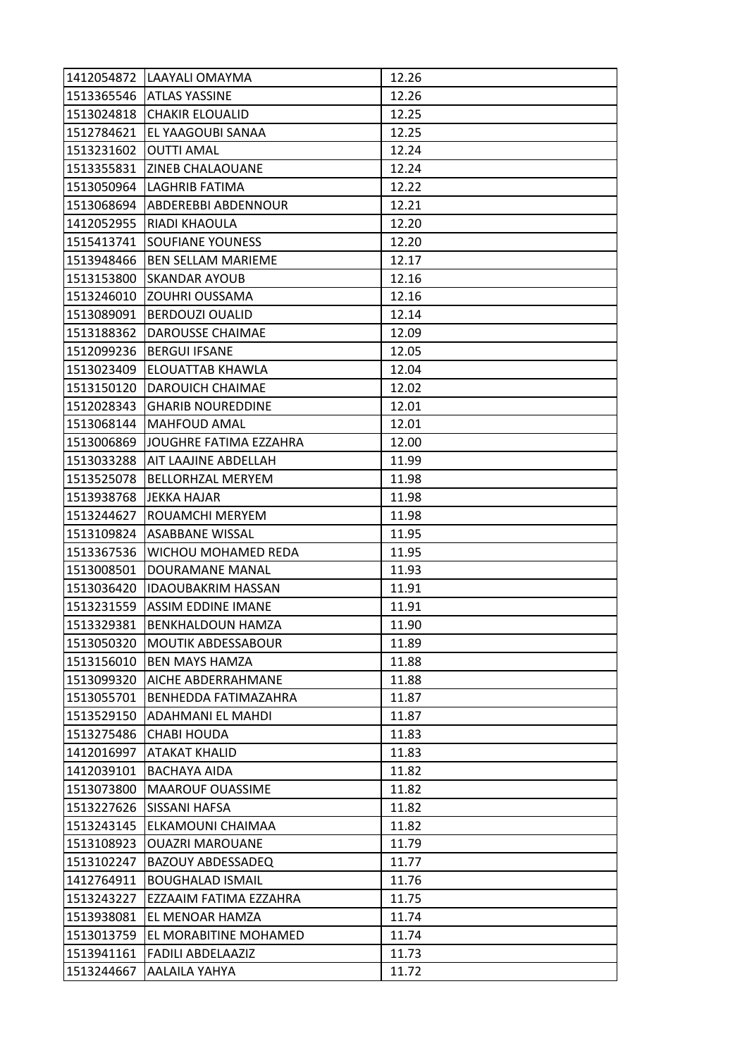| | | |
|---|---|---|
| 1412054872 | LAAYALI OMAYMA | 12.26 |
| 1513365546 | ATLAS YASSINE | 12.26 |
| 1513024818 | CHAKIR ELOUALID | 12.25 |
| 1512784621 | EL YAAGOUBI SANAA | 12.25 |
| 1513231602 | OUTTI AMAL | 12.24 |
| 1513355831 | ZINEB CHALAOUANE | 12.24 |
| 1513050964 | LAGHRIB FATIMA | 12.22 |
| 1513068694 | ABDEREBBI ABDENNOUR | 12.21 |
| 1412052955 | RIADI KHAOULA | 12.20 |
| 1515413741 | SOUFIANE YOUNESS | 12.20 |
| 1513948466 | BEN SELLAM MARIEME | 12.17 |
| 1513153800 | SKANDAR AYOUB | 12.16 |
| 1513246010 | ZOUHRI OUSSAMA | 12.16 |
| 1513089091 | BERDOUZI OUALID | 12.14 |
| 1513188362 | DAROUSSE CHAIMAE | 12.09 |
| 1512099236 | BERGUI IFSANE | 12.05 |
| 1513023409 | ELOUATTAB KHAWLA | 12.04 |
| 1513150120 | DAROUICH CHAIMAE | 12.02 |
| 1512028343 | GHARIB NOUREDDINE | 12.01 |
| 1513068144 | MAHFOUD AMAL | 12.01 |
| 1513006869 | JOUGHRE FATIMA EZZAHRA | 12.00 |
| 1513033288 | AIT LAAJINE ABDELLAH | 11.99 |
| 1513525078 | BELLORHZAL MERYEM | 11.98 |
| 1513938768 | JEKKA HAJAR | 11.98 |
| 1513244627 | ROUAMCHI MERYEM | 11.98 |
| 1513109824 | ASABBANE WISSAL | 11.95 |
| 1513367536 | WICHOU MOHAMED REDA | 11.95 |
| 1513008501 | DOURAMANE MANAL | 11.93 |
| 1513036420 | IDAOUBAKRIM HASSAN | 11.91 |
| 1513231559 | ASSIM EDDINE IMANE | 11.91 |
| 1513329381 | BENKHALDOUN HAMZA | 11.90 |
| 1513050320 | MOUTIK ABDESSABOUR | 11.89 |
| 1513156010 | BEN MAYS HAMZA | 11.88 |
| 1513099320 | AICHE ABDERRAHMANE | 11.88 |
| 1513055701 | BENHEDDA FATIMAZAHRA | 11.87 |
| 1513529150 | ADAHMANI EL MAHDI | 11.87 |
| 1513275486 | CHABI HOUDA | 11.83 |
| 1412016997 | ATAKAT KHALID | 11.83 |
| 1412039101 | BACHAYA AIDA | 11.82 |
| 1513073800 | MAAROUF OUASSIME | 11.82 |
| 1513227626 | SISSANI HAFSA | 11.82 |
| 1513243145 | ELKAMOUNI CHAIMAA | 11.82 |
| 1513108923 | OUAZRI MAROUANE | 11.79 |
| 1513102247 | BAZOUY ABDESSADEQ | 11.77 |
| 1412764911 | BOUGHALAD ISMAIL | 11.76 |
| 1513243227 | EZZAAIM FATIMA EZZAHRA | 11.75 |
| 1513938081 | EL MENOAR HAMZA | 11.74 |
| 1513013759 | EL MORABITINE MOHAMED | 11.74 |
| 1513941161 | FADILI ABDELAAZIZ | 11.73 |
| 1513244667 | AALAILA YAHYA | 11.72 |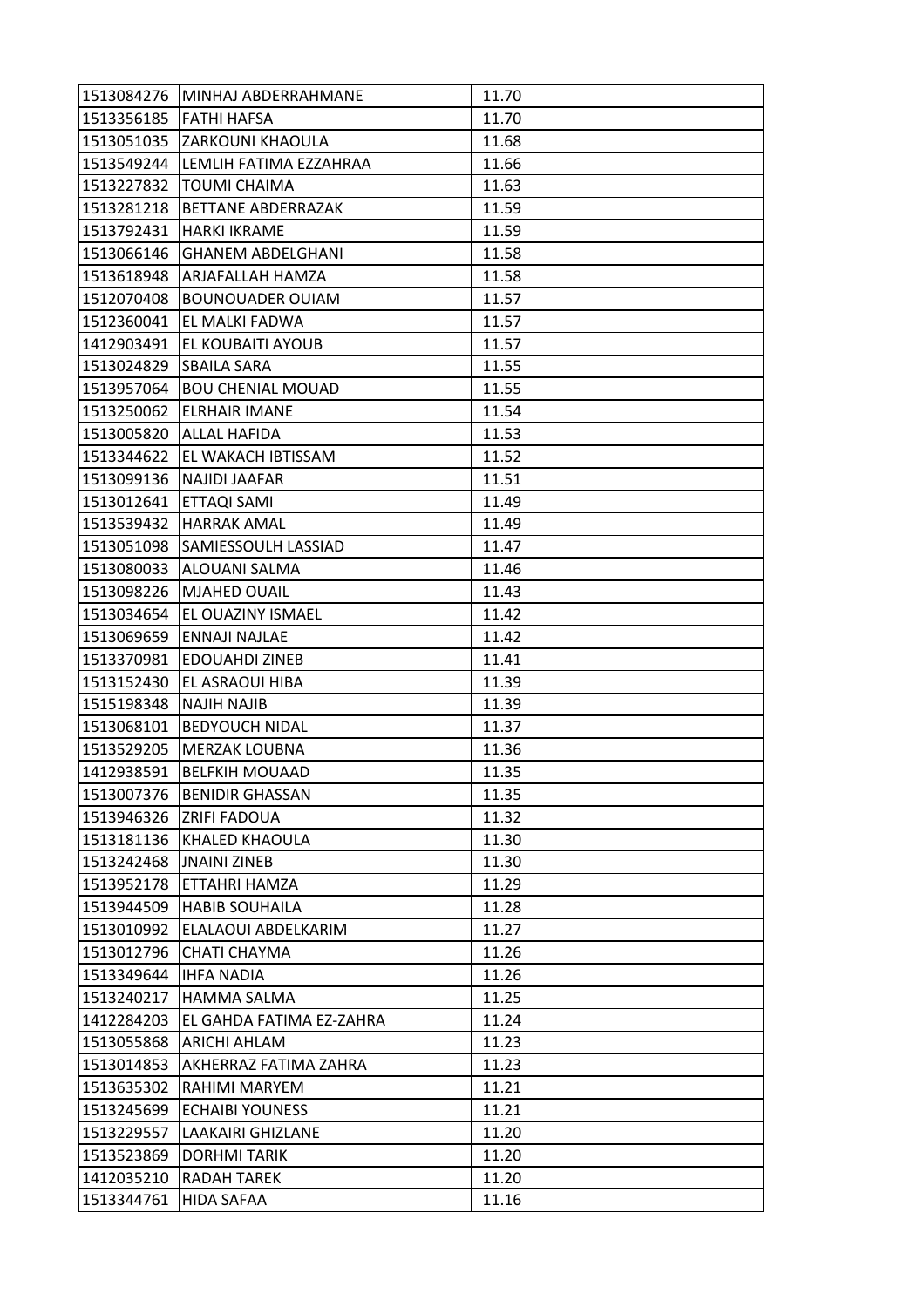| 1513084276 | MINHAJ ABDERRAHMANE | 11.70 |
|---|---|---|
| 1513356185 | FATHI HAFSA | 11.70 |
| 1513051035 | ZARKOUNI KHAOULA | 11.68 |
| 1513549244 | LEMLIH FATIMA EZZAHRAA | 11.66 |
| 1513227832 | TOUMI CHAIMA | 11.63 |
| 1513281218 | BETTANE ABDERRAZAK | 11.59 |
| 1513792431 | HARKI IKRAME | 11.59 |
| 1513066146 | GHANEM ABDELGHANI | 11.58 |
| 1513618948 | ARJAFALLAH HAMZA | 11.58 |
| 1512070408 | BOUNOUADER OUIAM | 11.57 |
| 1512360041 | EL MALKI FADWA | 11.57 |
| 1412903491 | EL KOUBAITI AYOUB | 11.57 |
| 1513024829 | SBAILA SARA | 11.55 |
| 1513957064 | BOU CHENIAL MOUAD | 11.55 |
| 1513250062 | ELRHAIR IMANE | 11.54 |
| 1513005820 | ALLAL HAFIDA | 11.53 |
| 1513344622 | EL WAKACH IBTISSAM | 11.52 |
| 1513099136 | NAJIDI JAAFAR | 11.51 |
| 1513012641 | ETTAQI SAMI | 11.49 |
| 1513539432 | HARRAK AMAL | 11.49 |
| 1513051098 | SAMIESSOULH LASSIAD | 11.47 |
| 1513080033 | ALOUANI SALMA | 11.46 |
| 1513098226 | MJAHED OUAIL | 11.43 |
| 1513034654 | EL OUAZINY ISMAEL | 11.42 |
| 1513069659 | ENNAJI NAJLAE | 11.42 |
| 1513370981 | EDOUAHDI ZINEB | 11.41 |
| 1513152430 | EL ASRAOUI HIBA | 11.39 |
| 1515198348 | NAJIH NAJIB | 11.39 |
| 1513068101 | BEDYOUCH NIDAL | 11.37 |
| 1513529205 | MERZAK LOUBNA | 11.36 |
| 1412938591 | BELFKIH MOUAAD | 11.35 |
| 1513007376 | BENIDIR GHASSAN | 11.35 |
| 1513946326 | ZRIFI FADOUA | 11.32 |
| 1513181136 | KHALED KHAOULA | 11.30 |
| 1513242468 | JNAINI ZINEB | 11.30 |
| 1513952178 | ETTAHRI HAMZA | 11.29 |
| 1513944509 | HABIB SOUHAILA | 11.28 |
| 1513010992 | ELALAOUI ABDELKARIM | 11.27 |
| 1513012796 | CHATI CHAYMA | 11.26 |
| 1513349644 | IHFA NADIA | 11.26 |
| 1513240217 | HAMMA SALMA | 11.25 |
| 1412284203 | EL GAHDA FATIMA EZ-ZAHRA | 11.24 |
| 1513055868 | ARICHI AHLAM | 11.23 |
| 1513014853 | AKHERRAZ FATIMA ZAHRA | 11.23 |
| 1513635302 | RAHIMI MARYEM | 11.21 |
| 1513245699 | ECHAIBI YOUNESS | 11.21 |
| 1513229557 | LAAKAIRI GHIZLANE | 11.20 |
| 1513523869 | DORHMI TARIK | 11.20 |
| 1412035210 | RADAH TAREK | 11.20 |
| 1513344761 | HIDA SAFAA | 11.16 |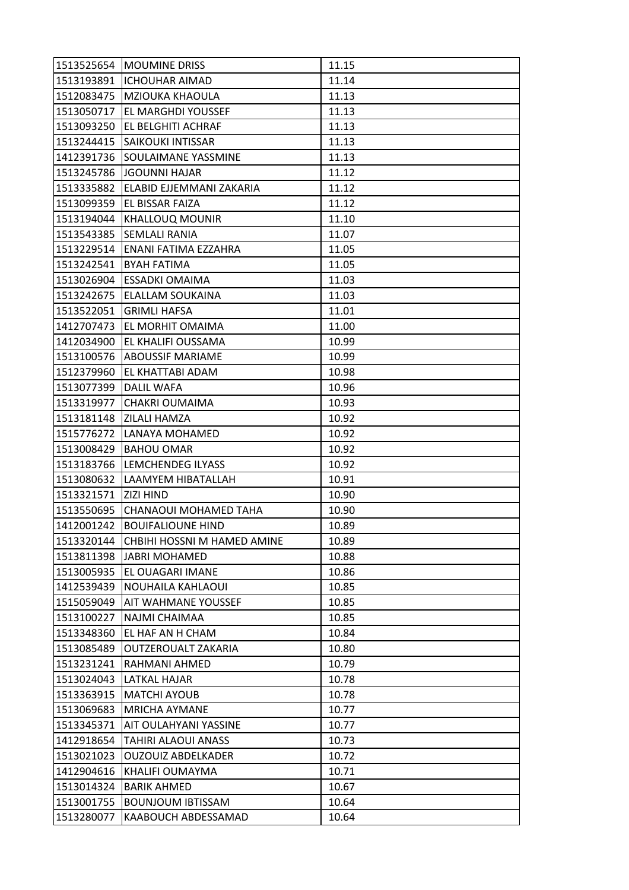| | | |
|---|---|---|
| 1513525654 | MOUMINE DRISS | 11.15 |
| 1513193891 | ICHOUHAR AIMAD | 11.14 |
| 1512083475 | MZIOUKA KHAOULA | 11.13 |
| 1513050717 | EL MARGHDI YOUSSEF | 11.13 |
| 1513093250 | EL BELGHITI ACHRAF | 11.13 |
| 1513244415 | SAIKOUKI INTISSAR | 11.13 |
| 1412391736 | SOULAIMANE YASSMINE | 11.13 |
| 1513245786 | JGOUNNI HAJAR | 11.12 |
| 1513335882 | ELABID EJJEMMANI ZAKARIA | 11.12 |
| 1513099359 | EL BISSAR FAIZA | 11.12 |
| 1513194044 | KHALLOUQ MOUNIR | 11.10 |
| 1513543385 | SEMLALI RANIA | 11.07 |
| 1513229514 | ENANI FATIMA EZZAHRA | 11.05 |
| 1513242541 | BYAH FATIMA | 11.05 |
| 1513026904 | ESSADKI OMAIMA | 11.03 |
| 1513242675 | ELALLAM SOUKAINA | 11.03 |
| 1513522051 | GRIMLI HAFSA | 11.01 |
| 1412707473 | EL MORHIT OMAIMA | 11.00 |
| 1412034900 | EL KHALIFI OUSSAMA | 10.99 |
| 1513100576 | ABOUSSIF MARIAME | 10.99 |
| 1512379960 | EL KHATTABI ADAM | 10.98 |
| 1513077399 | DALIL WAFA | 10.96 |
| 1513319977 | CHAKRI OUMAIMA | 10.93 |
| 1513181148 | ZILALI HAMZA | 10.92 |
| 1515776272 | LANAYA MOHAMED | 10.92 |
| 1513008429 | BAHOU OMAR | 10.92 |
| 1513183766 | LEMCHENDEG ILYASS | 10.92 |
| 1513080632 | LAAMYEM HIBATALLAH | 10.91 |
| 1513321571 | ZIZI HIND | 10.90 |
| 1513550695 | CHANAOUI MOHAMED TAHA | 10.90 |
| 1412001242 | BOUIFALIOUNE HIND | 10.89 |
| 1513320144 | CHBIHI HOSSNI M HAMED AMINE | 10.89 |
| 1513811398 | JABRI MOHAMED | 10.88 |
| 1513005935 | EL OUAGARI IMANE | 10.86 |
| 1412539439 | NOUHAILA KAHLAOUI | 10.85 |
| 1515059049 | AIT WAHMANE YOUSSEF | 10.85 |
| 1513100227 | NAJMI CHAIMAA | 10.85 |
| 1513348360 | EL HAF AN H CHAM | 10.84 |
| 1513085489 | OUTZEROUALT ZAKARIA | 10.80 |
| 1513231241 | RAHMANI AHMED | 10.79 |
| 1513024043 | LATKAL HAJAR | 10.78 |
| 1513363915 | MATCHI AYOUB | 10.78 |
| 1513069683 | MRICHA AYMANE | 10.77 |
| 1513345371 | AIT OULAHYANI YASSINE | 10.77 |
| 1412918654 | TAHIRI ALAOUI ANASS | 10.73 |
| 1513021023 | OUZOUIZ ABDELKADER | 10.72 |
| 1412904616 | KHALIFI OUMAYMA | 10.71 |
| 1513014324 | BARIK AHMED | 10.67 |
| 1513001755 | BOUNJOUM IBTISSAM | 10.64 |
| 1513280077 | KAABOUCH ABDESSAMAD | 10.64 |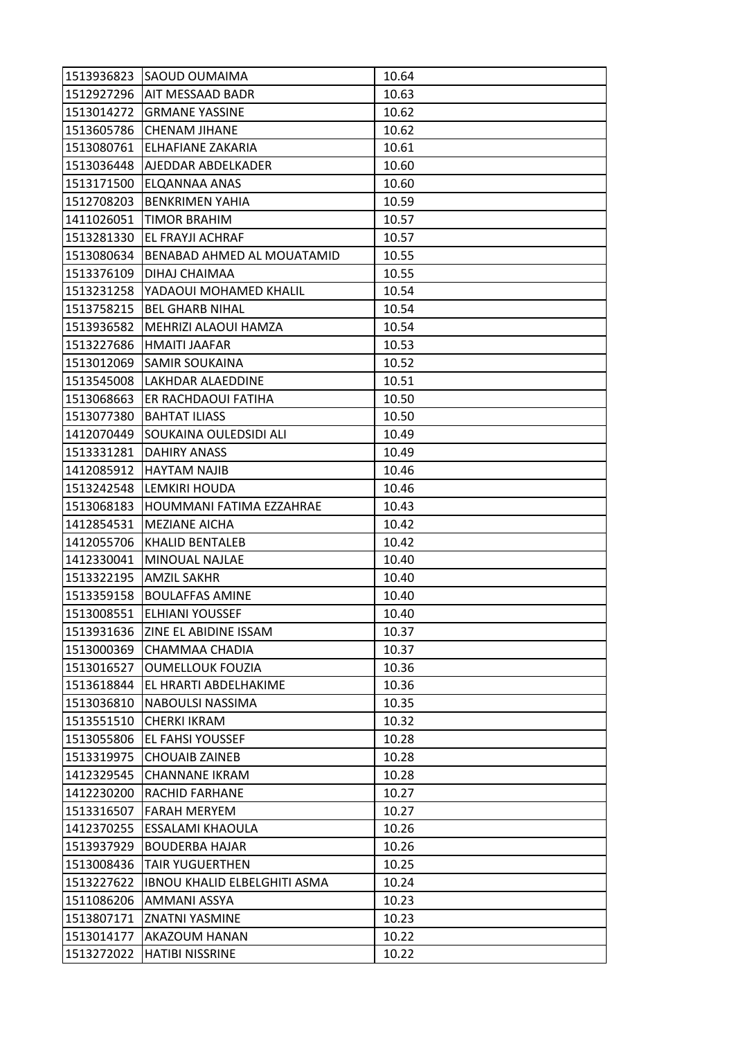| 1513936823 | SAOUD OUMAIMA | 10.64 |
| --- | --- | --- |
| 1512927296 | AIT MESSAAD BADR | 10.63 |
| 1513014272 | GRMANE YASSINE | 10.62 |
| 1513605786 | CHENAM JIHANE | 10.62 |
| 1513080761 | ELHAFIANE ZAKARIA | 10.61 |
| 1513036448 | AJEDDAR ABDELKADER | 10.60 |
| 1513171500 | ELQANNAA ANAS | 10.60 |
| 1512708203 | BENKRIMEN YAHIA | 10.59 |
| 1411026051 | TIMOR BRAHIM | 10.57 |
| 1513281330 | EL FRAYJI ACHRAF | 10.57 |
| 1513080634 | BENABAD AHMED AL MOUATAMID | 10.55 |
| 1513376109 | DIHAJ CHAIMAA | 10.55 |
| 1513231258 | YADAOUI MOHAMED KHALIL | 10.54 |
| 1513758215 | BEL GHARB NIHAL | 10.54 |
| 1513936582 | MEHRIZI ALAOUI HAMZA | 10.54 |
| 1513227686 | HMAITI JAAFAR | 10.53 |
| 1513012069 | SAMIR SOUKAINA | 10.52 |
| 1513545008 | LAKHDAR ALAEDDINE | 10.51 |
| 1513068663 | ER RACHDAOUI FATIHA | 10.50 |
| 1513077380 | BAHTAT ILIASS | 10.50 |
| 1412070449 | SOUKAINA OULEDSIDI ALI | 10.49 |
| 1513331281 | DAHIRY ANASS | 10.49 |
| 1412085912 | HAYTAM NAJIB | 10.46 |
| 1513242548 | LEMKIRI HOUDA | 10.46 |
| 1513068183 | HOUMMANI FATIMA EZZAHRAE | 10.43 |
| 1412854531 | MEZIANE AICHA | 10.42 |
| 1412055706 | KHALID BENTALEB | 10.42 |
| 1412330041 | MINOUAL NAJLAE | 10.40 |
| 1513322195 | AMZIL SAKHR | 10.40 |
| 1513359158 | BOULAFFAS AMINE | 10.40 |
| 1513008551 | ELHIANI YOUSSEF | 10.40 |
| 1513931636 | ZINE EL ABIDINE ISSAM | 10.37 |
| 1513000369 | CHAMMAA CHADIA | 10.37 |
| 1513016527 | OUMELLOUK FOUZIA | 10.36 |
| 1513618844 | EL HRARTI ABDELHAKIME | 10.36 |
| 1513036810 | NABOULSI NASSIMA | 10.35 |
| 1513551510 | CHERKI IKRAM | 10.32 |
| 1513055806 | EL FAHSI YOUSSEF | 10.28 |
| 1513319975 | CHOUAIB ZAINEB | 10.28 |
| 1412329545 | CHANNANE IKRAM | 10.28 |
| 1412230200 | RACHID FARHANE | 10.27 |
| 1513316507 | FARAH MERYEM | 10.27 |
| 1412370255 | ESSALAMI KHAOULA | 10.26 |
| 1513937929 | BOUDERBA HAJAR | 10.26 |
| 1513008436 | TAIR YUGUERTHEN | 10.25 |
| 1513227622 | IBNOU KHALID ELBELGHITI ASMA | 10.24 |
| 1511086206 | AMMANI ASSYA | 10.23 |
| 1513807171 | ZNATNI YASMINE | 10.23 |
| 1513014177 | AKAZOUM HANAN | 10.22 |
| 1513272022 | HATIBI NISSRINE | 10.22 |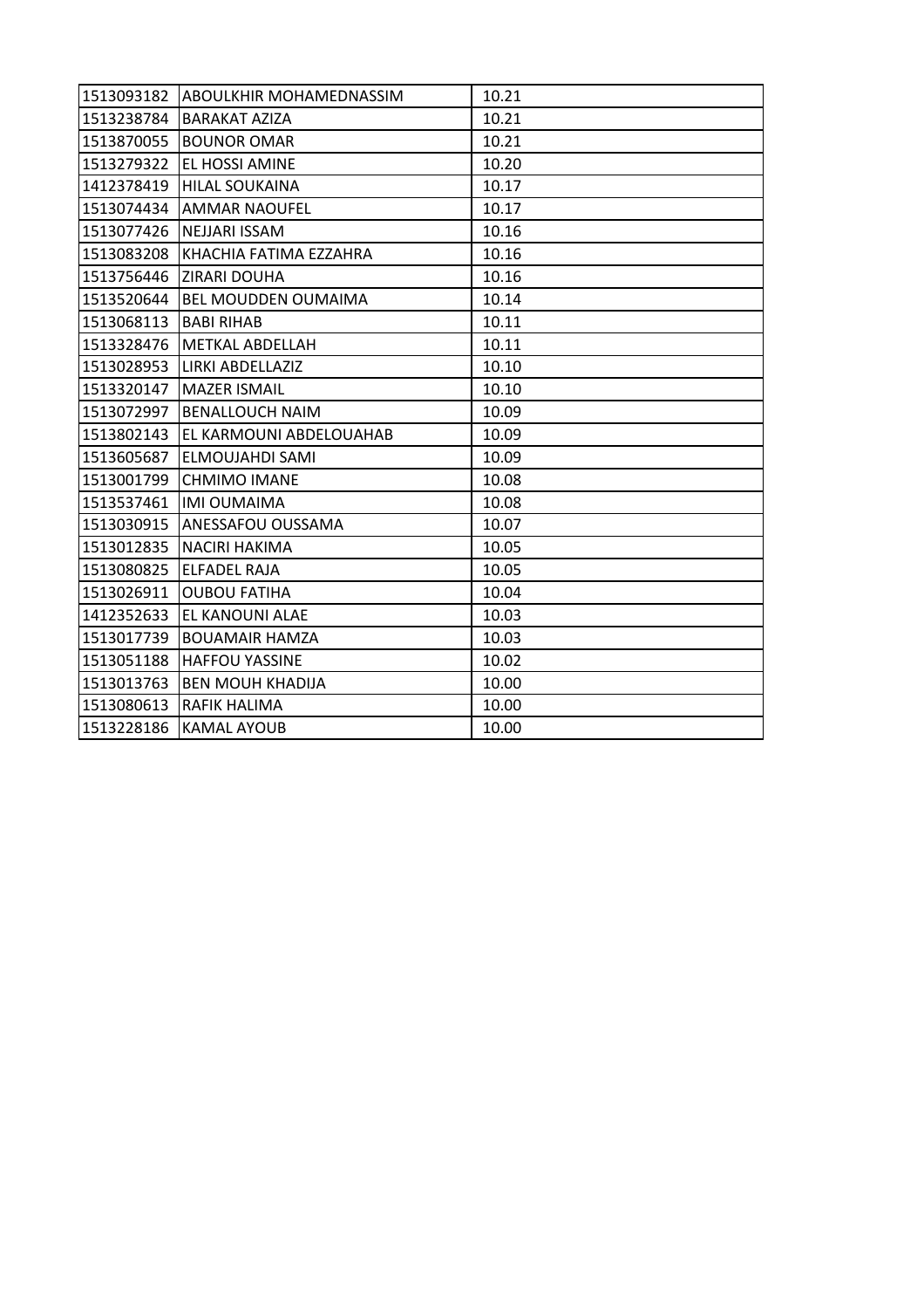| | | |
|---|---|---|
| 1513093182 | ABOULKHIR MOHAMEDNASSIM | 10.21 |
| 1513238784 | BARAKAT AZIZA | 10.21 |
| 1513870055 | BOUNOR OMAR | 10.21 |
| 1513279322 | EL HOSSI AMINE | 10.20 |
| 1412378419 | HILAL SOUKAINA | 10.17 |
| 1513074434 | AMMAR NAOUFEL | 10.17 |
| 1513077426 | NEJJARI ISSAM | 10.16 |
| 1513083208 | KHACHIA FATIMA EZZAHRA | 10.16 |
| 1513756446 | ZIRARI DOUHA | 10.16 |
| 1513520644 | BEL MOUDDEN OUMAIMA | 10.14 |
| 1513068113 | BABI RIHAB | 10.11 |
| 1513328476 | METKAL ABDELLAH | 10.11 |
| 1513028953 | LIRKI ABDELLAZIZ | 10.10 |
| 1513320147 | MAZER ISMAIL | 10.10 |
| 1513072997 | BENALLOUCH NAIM | 10.09 |
| 1513802143 | EL KARMOUNI ABDELOUAHAB | 10.09 |
| 1513605687 | ELMOUJAHDI SAMI | 10.09 |
| 1513001799 | CHMIMO IMANE | 10.08 |
| 1513537461 | IMI OUMAIMA | 10.08 |
| 1513030915 | ANESSAFOU OUSSAMA | 10.07 |
| 1513012835 | NACIRI HAKIMA | 10.05 |
| 1513080825 | ELFADEL RAJA | 10.05 |
| 1513026911 | OUBOU FATIHA | 10.04 |
| 1412352633 | EL KANOUNI ALAE | 10.03 |
| 1513017739 | BOUAMAIR HAMZA | 10.03 |
| 1513051188 | HAFFOU YASSINE | 10.02 |
| 1513013763 | BEN MOUH KHADIJA | 10.00 |
| 1513080613 | RAFIK HALIMA | 10.00 |
| 1513228186 | KAMAL AYOUB | 10.00 |